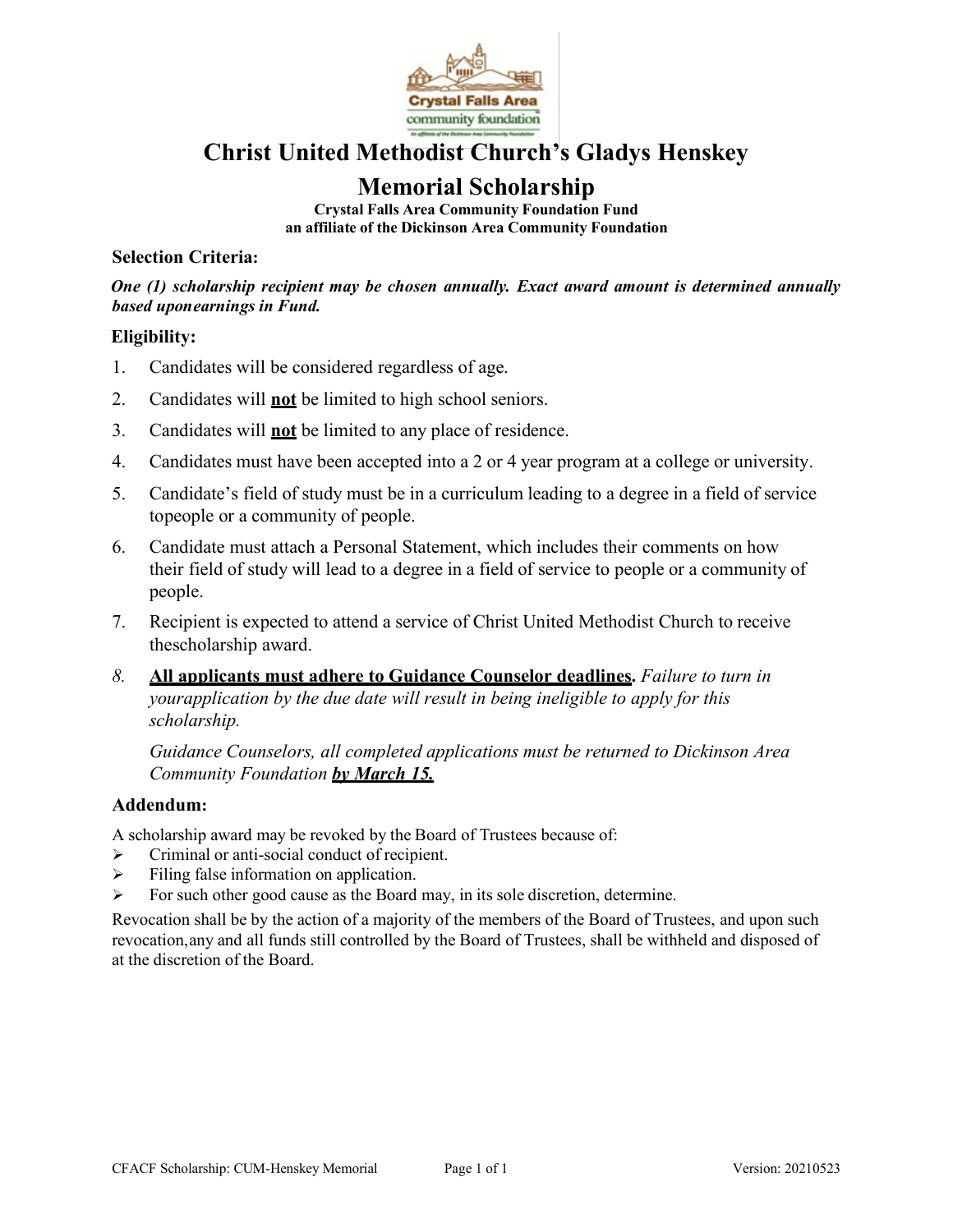# Christ United Methodist Church's Gladys Henskey Memorial Scholarship

**Crystal Falls Area Community Foundation Fund**
**an affiliate of the Dickinson Area Community Foundation**

### Selection Criteria:

***One (1) scholarship recipient may be chosen annually. Exact award amount is determined annually based uponearnings in Fund.***

### Eligibility:

1. Candidates will be considered regardless of age.
2. Candidates will **not** be limited to high school seniors.
3. Candidates will **not** be limited to any place of residence.
4. Candidates must have been accepted into a 2 or 4 year program at a college or university.
5. Candidate's field of study must be in a curriculum leading to a degree in a field of service topeople or a community of people.
6. Candidate must attach a Personal Statement, which includes their comments on how their field of study will lead to a degree in a field of service to people or a community of people.
7. Recipient is expected to attend a service of Christ United Methodist Church to receive thescholarship award.
8. **All applicants must adhere to Guidance Counselor deadlines.** *Failure to turn in yourapplication by the due date will result in being ineligible to apply for this scholarship.*

   *Guidance Counselors, all completed applications must be returned to Dickinson Area Community Foundation* ***by March 15.***

### Addendum:

A scholarship award may be revoked by the Board of Trustees because of:

- Criminal or anti-social conduct of recipient.
- Filing false information on application.
- For such other good cause as the Board may, in its sole discretion, determine.

Revocation shall be by the action of a majority of the members of the Board of Trustees, and upon such revocation,any and all funds still controlled by the Board of Trustees, shall be withheld and disposed of at the discretion of the Board.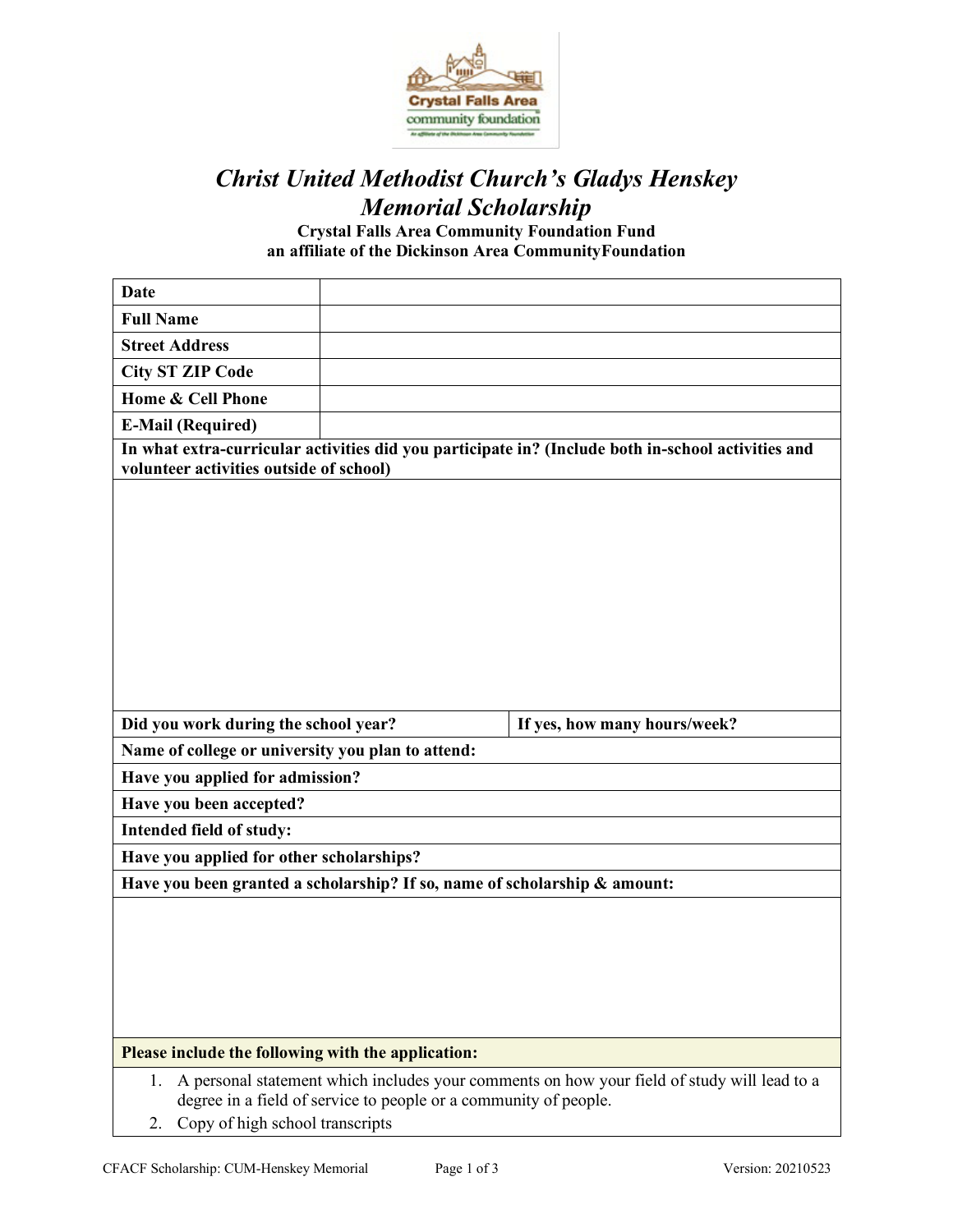# *Christ United Methodist Church's Gladys Henskey Memorial Scholarship*

**Crystal Falls Area Community Foundation Fund**
**an affiliate of the Dickinson Area CommunityFoundation**

| | |
|---|---|
| **Date** | |
| **Full Name** | |
| **Street Address** | |
| **City ST ZIP Code** | |
| **Home & Cell Phone** | |
| **E-Mail (Required)** | |

**In what extra-curricular activities did you participate in? (Include both in-school activities and volunteer activities outside of school)**

| | |
|---|---|
| **Did you work during the school year?** | **If yes, how many hours/week?** |

**Name of college or university you plan to attend:**

**Have you applied for admission?**

**Have you been accepted?**

**Intended field of study:**

**Have you applied for other scholarships?**

**Have you been granted a scholarship? If so, name of scholarship & amount:**

**Please include the following with the application:**

1. A personal statement which includes your comments on how your field of study will lead to a degree in a field of service to people or a community of people.
2. Copy of high school transcripts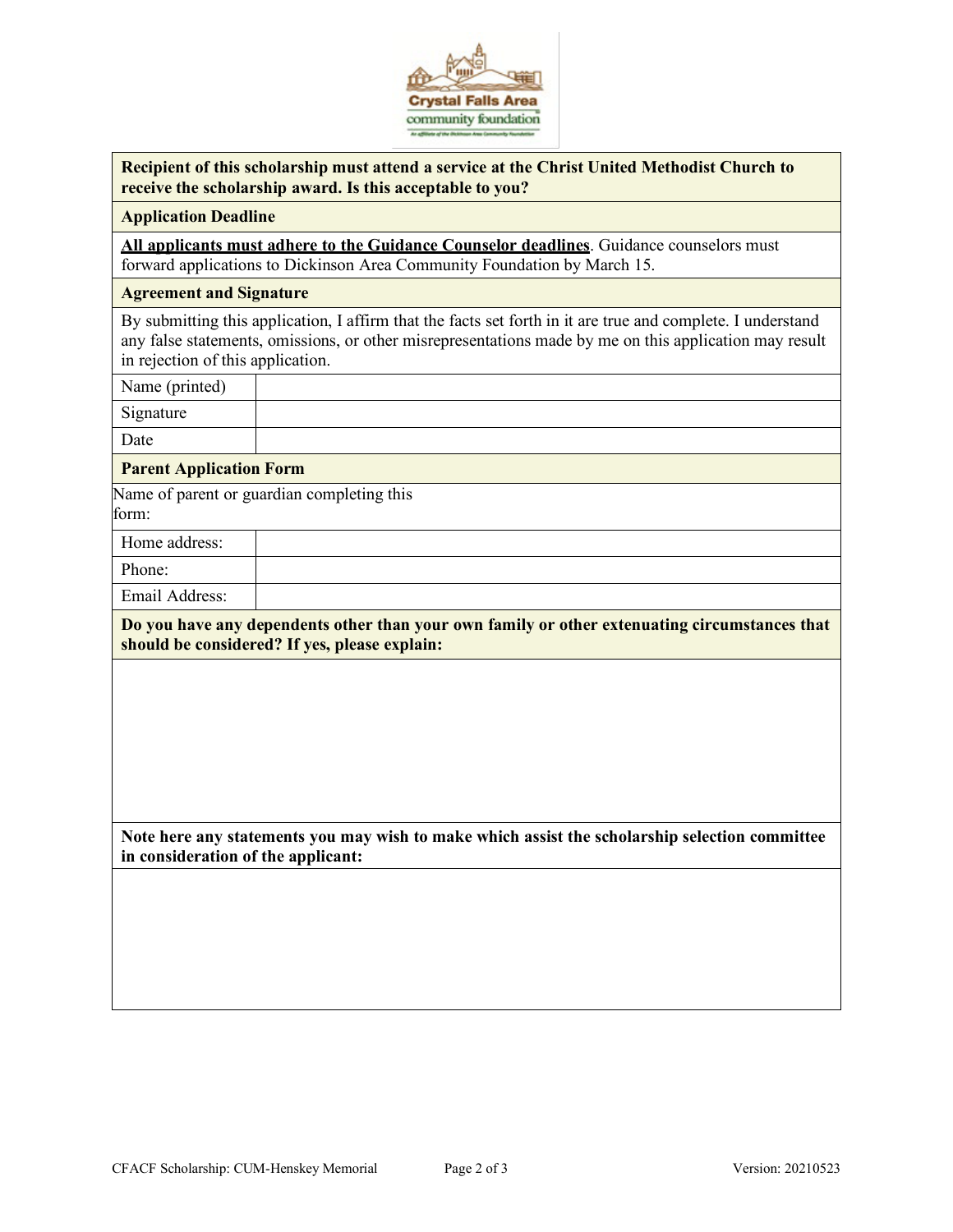**Recipient of this scholarship must attend a service at the Christ United Methodist Church to receive the scholarship award. Is this acceptable to you?**

**Application Deadline**

**All applicants must adhere to the Guidance Counselor deadlines**. Guidance counselors must forward applications to Dickinson Area Community Foundation by March 15.

**Agreement and Signature**

By submitting this application, I affirm that the facts set forth in it are true and complete. I understand any false statements, omissions, or other misrepresentations made by me on this application may result in rejection of this application.

| Name (printed) | |
|---|---|
| Signature | |
| Date | |

**Parent Application Form**

Name of parent or guardian completing this form:

| Home address: | |
|---|---|
| Phone: | |
| Email Address: | |

**Do you have any dependents other than your own family or other extenuating circumstances that should be considered? If yes, please explain:**

**Note here any statements you may wish to make which assist the scholarship selection committee in consideration of the applicant:**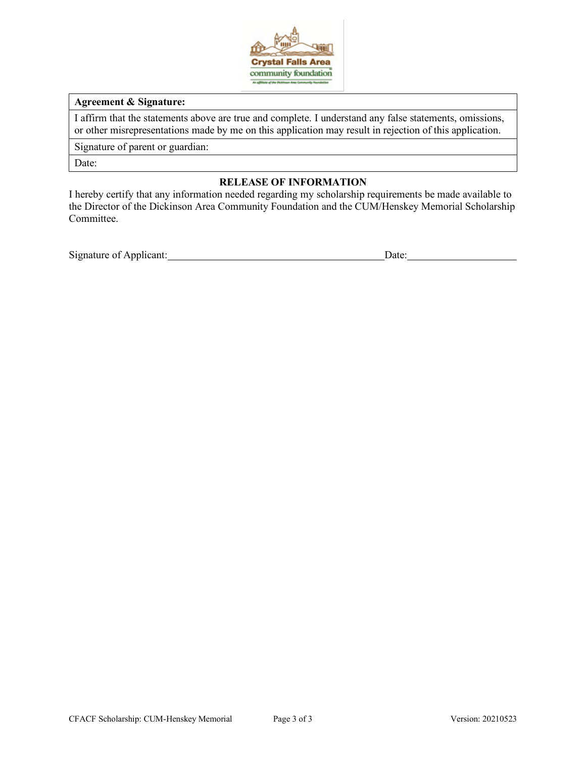| Agreement & Signature: |
|---|
| I affirm that the statements above are true and complete. I understand any false statements, omissions, or other misrepresentations made by me on this application may result in rejection of this application. |
| Signature of parent or guardian: |
| Date: |

## RELEASE OF INFORMATION

I hereby certify that any information needed regarding my scholarship requirements be made available to the Director of the Dickinson Area Community Foundation and the CUM/Henskey Memorial Scholarship Committee.

Signature of Applicant:\_\_\_\_\_\_\_\_\_\_\_\_\_\_\_\_\_\_\_\_\_\_\_\_\_\_\_\_\_\_\_\_\_\_\_\_\_\_\_\_Date:\_\_\_\_\_\_\_\_\_\_\_\_\_\_\_\_\_\_\_\_